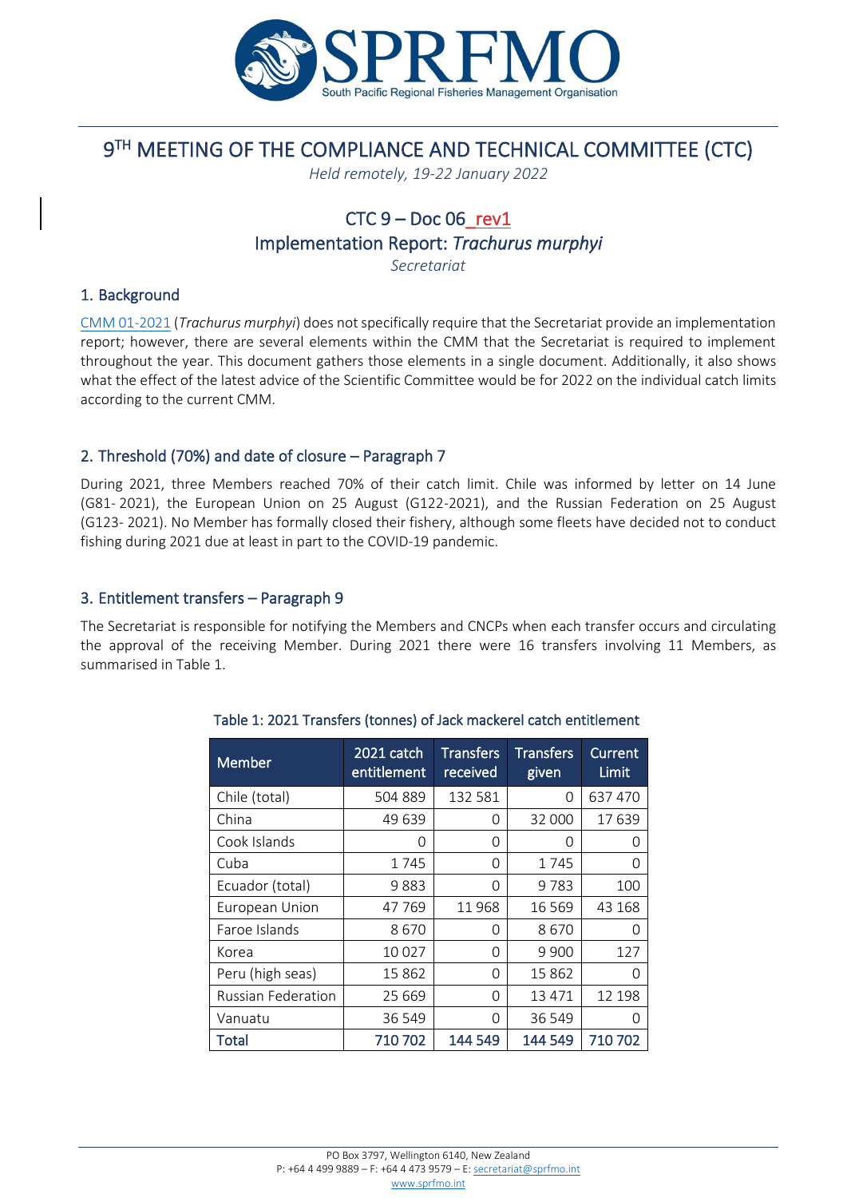SPRFMO

South Pacific Regional Fisheries Management Organisation

# 9TH MEETING OF THE COMPLIANCE AND TECHNICAL COMMITTEE (CTC)

*Held remotely, 19-22 January 2022*

## CTC 9 – Doc 06_rev1
## Implementation Report: *Trachurus murphyi*
*Secretariat*

## 1. Background

CMM 01-2021 (*Trachurus murphyi*) does not specifically require that the Secretariat provide an implementation report; however, there are several elements within the CMM that the Secretariat is required to implement throughout the year. This document gathers those elements in a single document. Additionally, it also shows what the effect of the latest advice of the Scientific Committee would be for 2022 on the individual catch limits according to the current CMM.

## 2. Threshold (70%) and date of closure – Paragraph 7

During 2021, three Members reached 70% of their catch limit. Chile was informed by letter on 14 June (G81- 2021), the European Union on 25 August (G122-2021), and the Russian Federation on 25 August (G123- 2021). No Member has formally closed their fishery, although some fleets have decided not to conduct fishing during 2021 due at least in part to the COVID-19 pandemic.

## 3. Entitlement transfers – Paragraph 9

The Secretariat is responsible for notifying the Members and CNCPs when each transfer occurs and circulating the approval of the receiving Member. During 2021 there were 16 transfers involving 11 Members, as summarised in Table 1.

Table 1: 2021 Transfers (tonnes) of Jack mackerel catch entitlement

| Member | 2021 catch entitlement | Transfers received | Transfers given | Current Limit |
|---|---|---|---|---|
| Chile (total) | 504 889 | 132 581 | 0 | 637 470 |
| China | 49 639 | 0 | 32 000 | 17 639 |
| Cook Islands | 0 | 0 | 0 | 0 |
| Cuba | 1 745 | 0 | 1 745 | 0 |
| Ecuador (total) | 9 883 | 0 | 9 783 | 100 |
| European Union | 47 769 | 11 968 | 16 569 | 43 168 |
| Faroe Islands | 8 670 | 0 | 8 670 | 0 |
| Korea | 10 027 | 0 | 9 900 | 127 |
| Peru (high seas) | 15 862 | 0 | 15 862 | 0 |
| Russian Federation | 25 669 | 0 | 13 471 | 12 198 |
| Vanuatu | 36 549 | 0 | 36 549 | 0 |
| **Total** | **710 702** | **144 549** | **144 549** | **710 702** |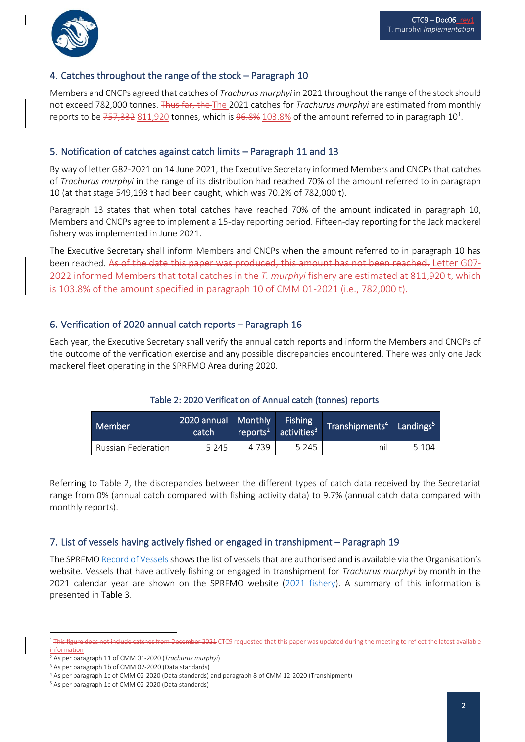## 4. Catches throughout the range of the stock – Paragraph 10

Members and CNCPs agreed that catches of *Trachurus murphyi* in 2021 throughout the range of the stock should not exceed 782,000 tonnes. ~~Thus far, the~~ The 2021 catches for *Trachurus murphyi* are estimated from monthly reports to be ~~757,332~~ 811,920 tonnes, which is ~~96.8%~~ 103.8% of the amount referred to in paragraph 10[1].

## 5. Notification of catches against catch limits – Paragraph 11 and 13

By way of letter G82-2021 on 14 June 2021, the Executive Secretary informed Members and CNCPs that catches of *Trachurus murphyi* in the range of its distribution had reached 70% of the amount referred to in paragraph 10 (at that stage 549,193 t had been caught, which was 70.2% of 782,000 t).

Paragraph 13 states that when total catches have reached 70% of the amount indicated in paragraph 10, Members and CNCPs agree to implement a 15-day reporting period. Fifteen-day reporting for the Jack mackerel fishery was implemented in June 2021.

The Executive Secretary shall inform Members and CNCPs when the amount referred to in paragraph 10 has been reached. ~~As of the date this paper was produced, this amount has not been reached.~~ Letter G07-2022 informed Members that total catches in the *T. murphyi* fishery are estimated at 811,920 t, which is 103.8% of the amount specified in paragraph 10 of CMM 01-2021 (i.e., 782,000 t).

## 6. Verification of 2020 annual catch reports – Paragraph 16

Each year, the Executive Secretary shall verify the annual catch reports and inform the Members and CNCPs of the outcome of the verification exercise and any possible discrepancies encountered. There was only one Jack mackerel fleet operating in the SPRFMO Area during 2020.

Table 2: 2020 Verification of Annual catch (tonnes) reports

| Member | 2020 annual catch | Monthly reports[2] | Fishing activities[3] | Transhipments[4] | Landings[5] |
|---|---|---|---|---|---|
| Russian Federation | 5 245 | 4 739 | 5 245 | nil | 5 104 |

Referring to Table 2, the discrepancies between the different types of catch data received by the Secretariat range from 0% (annual catch compared with fishing activity data) to 9.7% (annual catch data compared with monthly reports).

## 7. List of vessels having actively fished or engaged in transhipment – Paragraph 19

The SPRFMO Record of Vessels shows the list of vessels that are authorised and is available via the Organisation's website. Vessels that have actively fishing or engaged in transhipment for *Trachurus murphyi* by month in the 2021 calendar year are shown on the SPRFMO website (2021 fishery). A summary of this information is presented in Table 3.

---

[1] ~~This figure does not include catches from December 2021~~ CTC9 requested that this paper was updated during the meeting to reflect the latest available information

[2] As per paragraph 11 of CMM 01-2020 (*Trachurus murphyi*)

[3] As per paragraph 1b of CMM 02-2020 (Data standards)

[4] As per paragraph 1c of CMM 02-2020 (Data standards) and paragraph 8 of CMM 12-2020 (Transhipment)

[5] As per paragraph 1c of CMM 02-2020 (Data standards)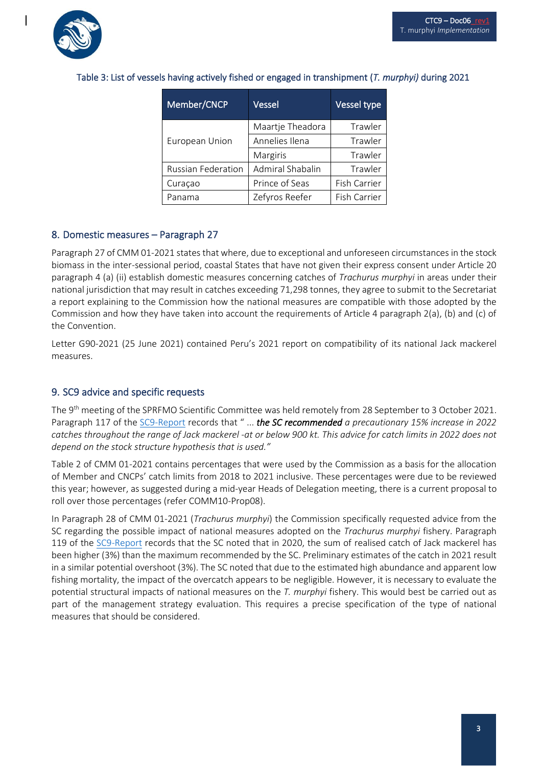Table 3: List of vessels having actively fished or engaged in transhipment (*T. murphyi)* during 2021

| Member/CNCP | Vessel | Vessel type |
|---|---|---|
| European Union | Maartje Theadora | Trawler |
| | Annelies Ilena | Trawler |
| | Margiris | Trawler |
| Russian Federation | Admiral Shabalin | Trawler |
| Curaçao | Prince of Seas | Fish Carrier |
| Panama | Zefyros Reefer | Fish Carrier |

## 8. Domestic measures – Paragraph 27

Paragraph 27 of CMM 01-2021 states that where, due to exceptional and unforeseen circumstances in the stock biomass in the inter-sessional period, coastal States that have not given their express consent under Article 20 paragraph 4 (a) (ii) establish domestic measures concerning catches of *Trachurus murphyi* in areas under their national jurisdiction that may result in catches exceeding 71,298 tonnes, they agree to submit to the Secretariat a report explaining to the Commission how the national measures are compatible with those adopted by the Commission and how they have taken into account the requirements of Article 4 paragraph 2(a), (b) and (c) of the Convention.

Letter G90-2021 (25 June 2021) contained Peru's 2021 report on compatibility of its national Jack mackerel measures.

## 9. SC9 advice and specific requests

The 9th meeting of the SPRFMO Scientific Committee was held remotely from 28 September to 3 October 2021. Paragraph 117 of the SC9-Report records that " ... ***the SC recommended*** *a precautionary 15% increase in 2022 catches throughout the range of Jack mackerel -at or below 900 kt. This advice for catch limits in 2022 does not depend on the stock structure hypothesis that is used."*

Table 2 of CMM 01-2021 contains percentages that were used by the Commission as a basis for the allocation of Member and CNCPs' catch limits from 2018 to 2021 inclusive. These percentages were due to be reviewed this year; however, as suggested during a mid-year Heads of Delegation meeting, there is a current proposal to roll over those percentages (refer COMM10-Prop08).

In Paragraph 28 of CMM 01-2021 (*Trachurus murphyi*) the Commission specifically requested advice from the SC regarding the possible impact of national measures adopted on the *Trachurus murphyi* fishery. Paragraph 119 of the SC9-Report records that the SC noted that in 2020, the sum of realised catch of Jack mackerel has been higher (3%) than the maximum recommended by the SC. Preliminary estimates of the catch in 2021 result in a similar potential overshoot (3%). The SC noted that due to the estimated high abundance and apparent low fishing mortality, the impact of the overcatch appears to be negligible. However, it is necessary to evaluate the potential structural impacts of national measures on the *T. murphyi* fishery. This would best be carried out as part of the management strategy evaluation. This requires a precise specification of the type of national measures that should be considered.